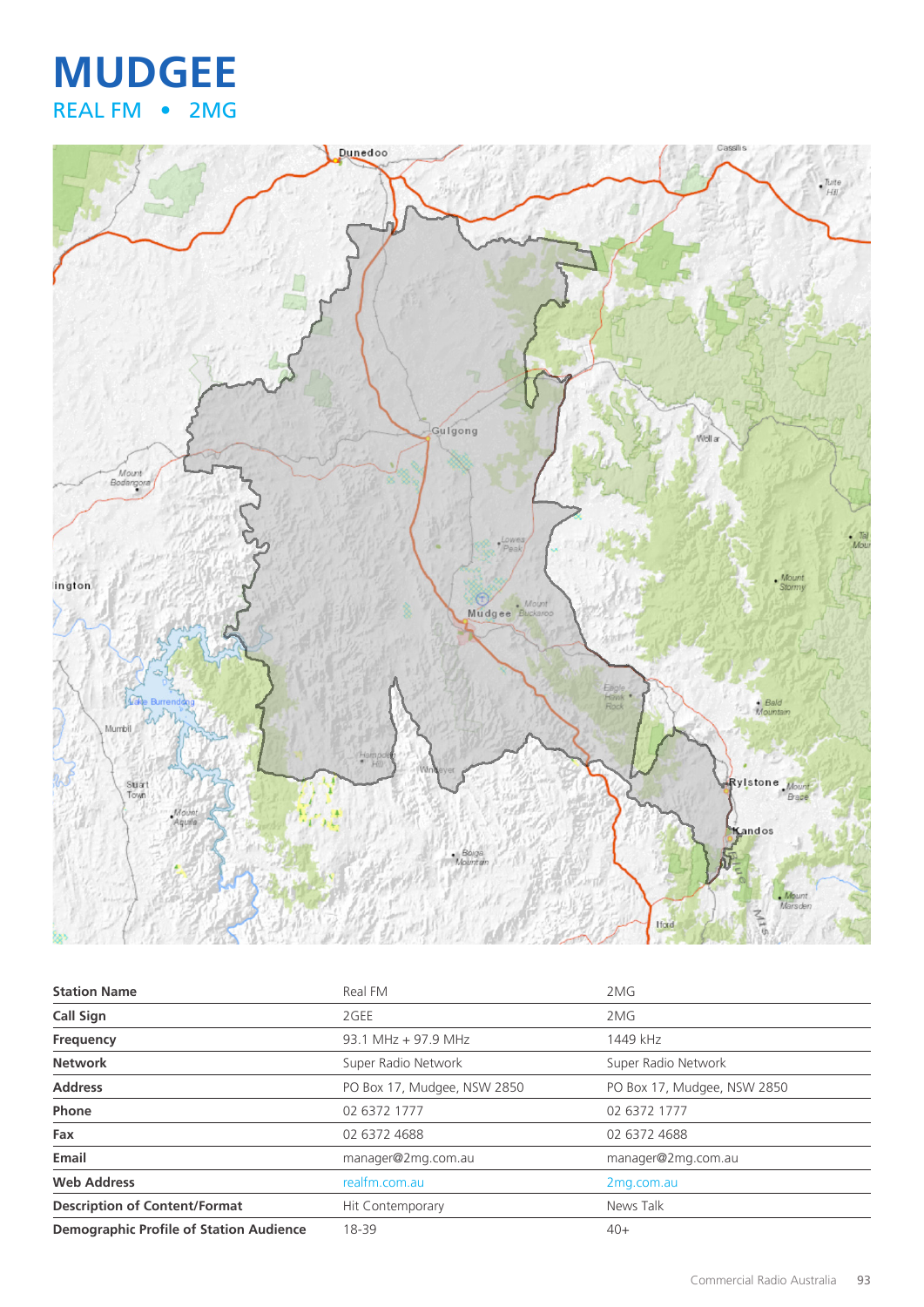# MUDGEE

## REAL FM • 2MG

| Station Name | Real FM | 2MG |
|---|---|---|
| Call Sign | 2GEE | 2MG |
| Frequency | 93.1 MHz + 97.9 MHz | 1449 kHz |
| Network | Super Radio Network | Super Radio Network |
| Address | PO Box 17, Mudgee, NSW 2850 | PO Box 17, Mudgee, NSW 2850 |
| Phone | 02 6372 1777 | 02 6372 1777 |
| Fax | 02 6372 4688 | 02 6372 4688 |
| Email | manager@2mg.com.au | manager@2mg.com.au |
| Web Address | realfm.com.au | 2mg.com.au |
| Description of Content/Format | Hit Contemporary | News Talk |
| Demographic Profile of Station Audience | 18-39 | 40+ |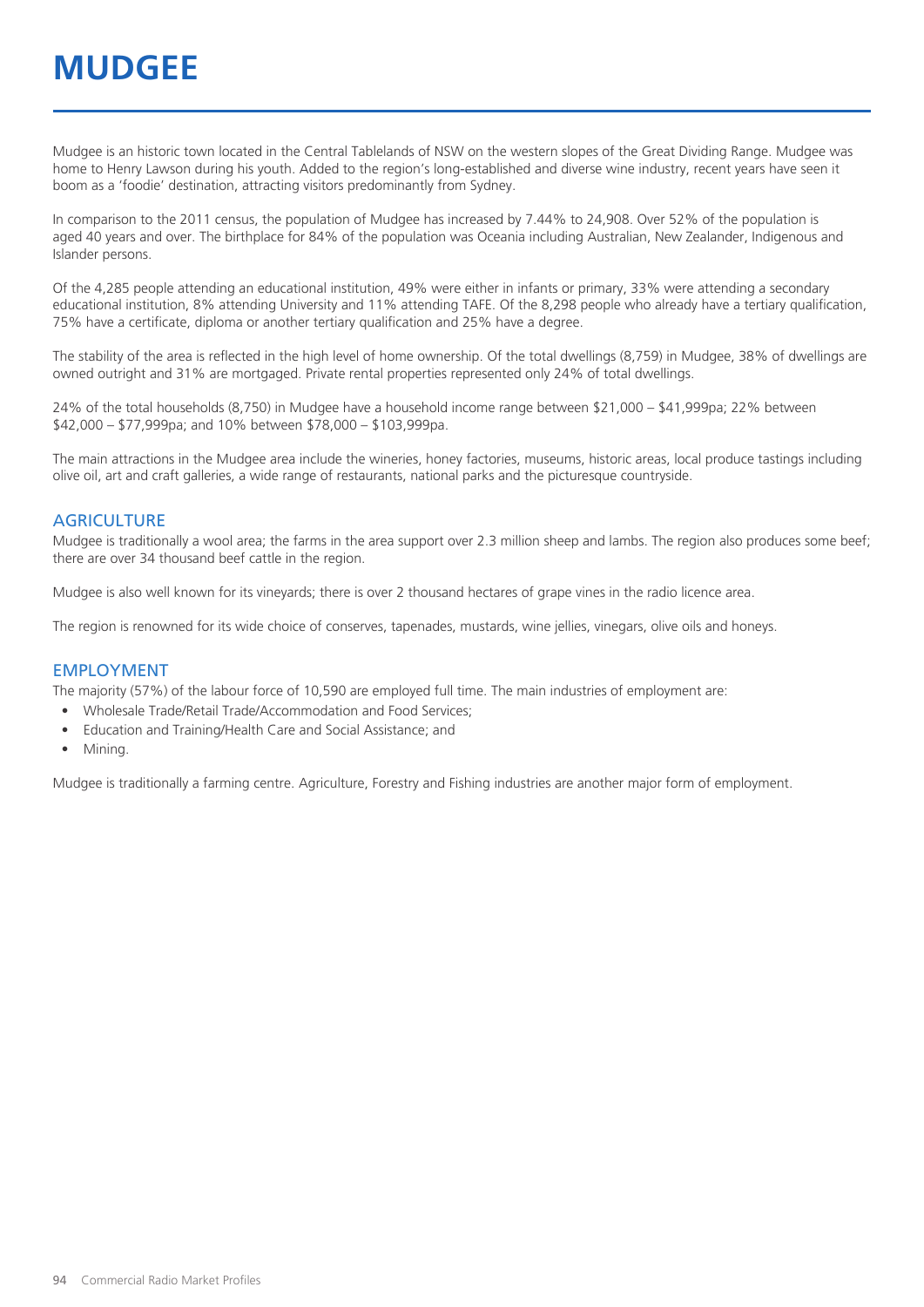# MUDGEE

Mudgee is an historic town located in the Central Tablelands of NSW on the western slopes of the Great Dividing Range. Mudgee was home to Henry Lawson during his youth. Added to the region's long-established and diverse wine industry, recent years have seen it boom as a 'foodie' destination, attracting visitors predominantly from Sydney.

In comparison to the 2011 census, the population of Mudgee has increased by 7.44% to 24,908. Over 52% of the population is aged 40 years and over. The birthplace for 84% of the population was Oceania including Australian, New Zealander, Indigenous and Islander persons.

Of the 4,285 people attending an educational institution, 49% were either in infants or primary, 33% were attending a secondary educational institution, 8% attending University and 11% attending TAFE. Of the 8,298 people who already have a tertiary qualification, 75% have a certificate, diploma or another tertiary qualification and 25% have a degree.

The stability of the area is reflected in the high level of home ownership. Of the total dwellings (8,759) in Mudgee, 38% of dwellings are owned outright and 31% are mortgaged. Private rental properties represented only 24% of total dwellings.

24% of the total households (8,750) in Mudgee have a household income range between $21,000 – $41,999pa; 22% between $42,000 – $77,999pa; and 10% between $78,000 – $103,999pa.

The main attractions in the Mudgee area include the wineries, honey factories, museums, historic areas, local produce tastings including olive oil, art and craft galleries, a wide range of restaurants, national parks and the picturesque countryside.

## AGRICULTURE

Mudgee is traditionally a wool area; the farms in the area support over 2.3 million sheep and lambs. The region also produces some beef; there are over 34 thousand beef cattle in the region.

Mudgee is also well known for its vineyards; there is over 2 thousand hectares of grape vines in the radio licence area.

The region is renowned for its wide choice of conserves, tapenades, mustards, wine jellies, vinegars, olive oils and honeys.

## EMPLOYMENT

The majority (57%) of the labour force of 10,590 are employed full time. The main industries of employment are:

- Wholesale Trade/Retail Trade/Accommodation and Food Services;
- Education and Training/Health Care and Social Assistance; and
- Mining.

Mudgee is traditionally a farming centre. Agriculture, Forestry and Fishing industries are another major form of employment.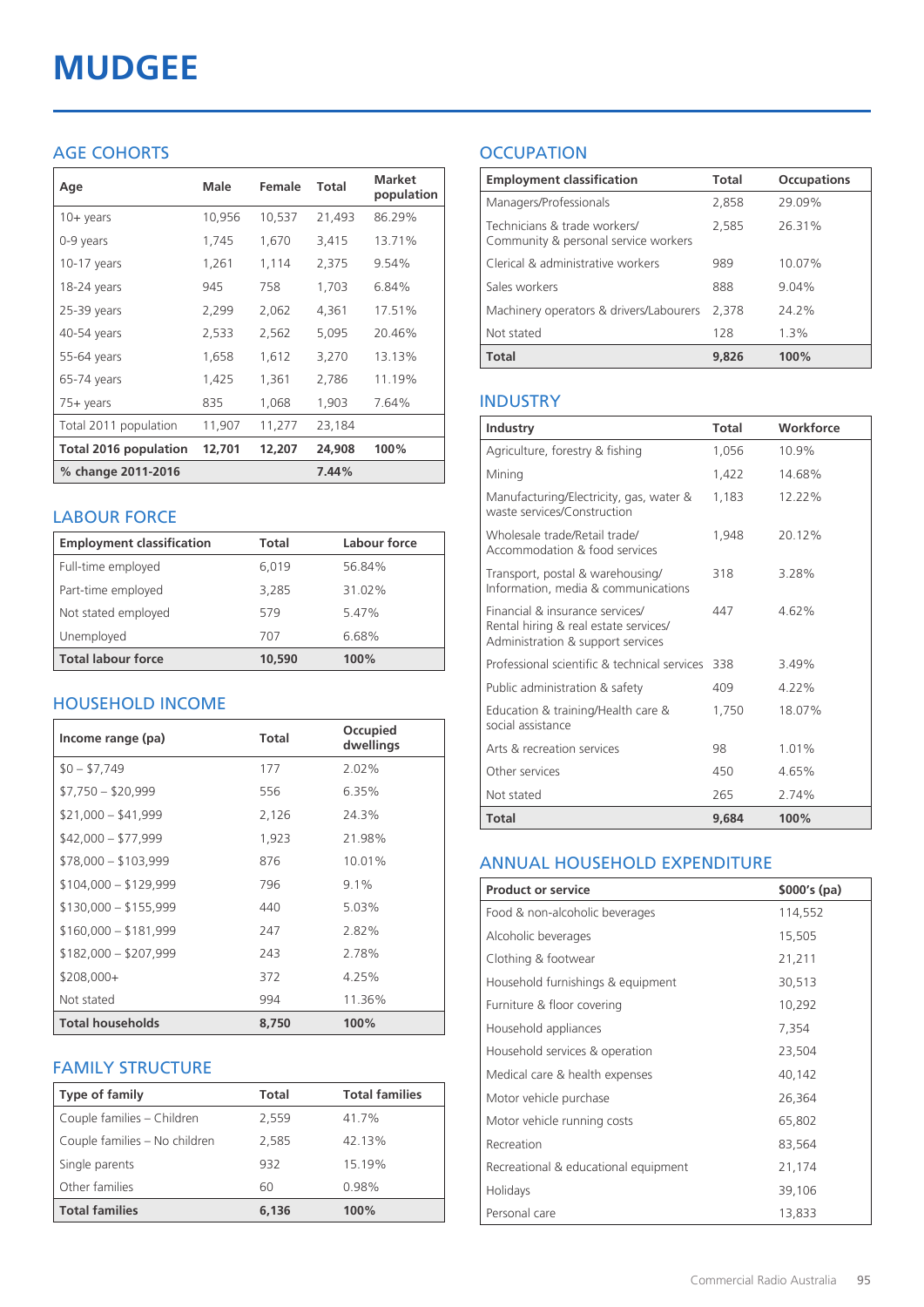# MUDGEE

## AGE COHORTS

| Age | Male | Female | Total | Market population |
|---|---|---|---|---|
| 10+ years | 10,956 | 10,537 | 21,493 | 86.29% |
| 0-9 years | 1,745 | 1,670 | 3,415 | 13.71% |
| 10-17 years | 1,261 | 1,114 | 2,375 | 9.54% |
| 18-24 years | 945 | 758 | 1,703 | 6.84% |
| 25-39 years | 2,299 | 2,062 | 4,361 | 17.51% |
| 40-54 years | 2,533 | 2,562 | 5,095 | 20.46% |
| 55-64 years | 1,658 | 1,612 | 3,270 | 13.13% |
| 65-74 years | 1,425 | 1,361 | 2,786 | 11.19% |
| 75+ years | 835 | 1,068 | 1,903 | 7.64% |
| Total 2011 population | 11,907 | 11,277 | 23,184 | |
| **Total 2016 population** | **12,701** | **12,207** | **24,908** | **100%** |
| **% change 2011-2016** | | | **7.44%** | |

## LABOUR FORCE

| Employment classification | Total | Labour force |
|---|---|---|
| Full-time employed | 6,019 | 56.84% |
| Part-time employed | 3,285 | 31.02% |
| Not stated employed | 579 | 5.47% |
| Unemployed | 707 | 6.68% |
| **Total labour force** | **10,590** | **100%** |

## HOUSEHOLD INCOME

| Income range (pa) | Total | Occupied dwellings |
|---|---|---|
| $0 – $7,749 | 177 | 2.02% |
| $7,750 – $20,999 | 556 | 6.35% |
| $21,000 – $41,999 | 2,126 | 24.3% |
| $42,000 – $77,999 | 1,923 | 21.98% |
| $78,000 – $103,999 | 876 | 10.01% |
| $104,000 – $129,999 | 796 | 9.1% |
| $130,000 – $155,999 | 440 | 5.03% |
| $160,000 – $181,999 | 247 | 2.82% |
| $182,000 – $207,999 | 243 | 2.78% |
| $208,000+ | 372 | 4.25% |
| Not stated | 994 | 11.36% |
| **Total households** | **8,750** | **100%** |

## FAMILY STRUCTURE

| Type of family | Total | Total families |
|---|---|---|
| Couple families – Children | 2,559 | 41.7% |
| Couple families – No children | 2,585 | 42.13% |
| Single parents | 932 | 15.19% |
| Other families | 60 | 0.98% |
| **Total families** | **6,136** | **100%** |

## OCCUPATION

| Employment classification | Total | Occupations |
|---|---|---|
| Managers/Professionals | 2,858 | 29.09% |
| Technicians & trade workers/ Community & personal service workers | 2,585 | 26.31% |
| Clerical & administrative workers | 989 | 10.07% |
| Sales workers | 888 | 9.04% |
| Machinery operators & drivers/Labourers | 2,378 | 24.2% |
| Not stated | 128 | 1.3% |
| **Total** | **9,826** | **100%** |

## INDUSTRY

| Industry | Total | Workforce |
|---|---|---|
| Agriculture, forestry & fishing | 1,056 | 10.9% |
| Mining | 1,422 | 14.68% |
| Manufacturing/Electricity, gas, water & waste services/Construction | 1,183 | 12.22% |
| Wholesale trade/Retail trade/ Accommodation & food services | 1,948 | 20.12% |
| Transport, postal & warehousing/ Information, media & communications | 318 | 3.28% |
| Financial & insurance services/ Rental hiring & real estate services/ Administration & support services | 447 | 4.62% |
| Professional scientific & technical services | 338 | 3.49% |
| Public administration & safety | 409 | 4.22% |
| Education & training/Health care & social assistance | 1,750 | 18.07% |
| Arts & recreation services | 98 | 1.01% |
| Other services | 450 | 4.65% |
| Not stated | 265 | 2.74% |
| **Total** | **9,684** | **100%** |

## ANNUAL HOUSEHOLD EXPENDITURE

| Product or service | $000's (pa) |
|---|---|
| Food & non-alcoholic beverages | 114,552 |
| Alcoholic beverages | 15,505 |
| Clothing & footwear | 21,211 |
| Household furnishings & equipment | 30,513 |
| Furniture & floor covering | 10,292 |
| Household appliances | 7,354 |
| Household services & operation | 23,504 |
| Medical care & health expenses | 40,142 |
| Motor vehicle purchase | 26,364 |
| Motor vehicle running costs | 65,802 |
| Recreation | 83,564 |
| Recreational & educational equipment | 21,174 |
| Holidays | 39,106 |
| Personal care | 13,833 |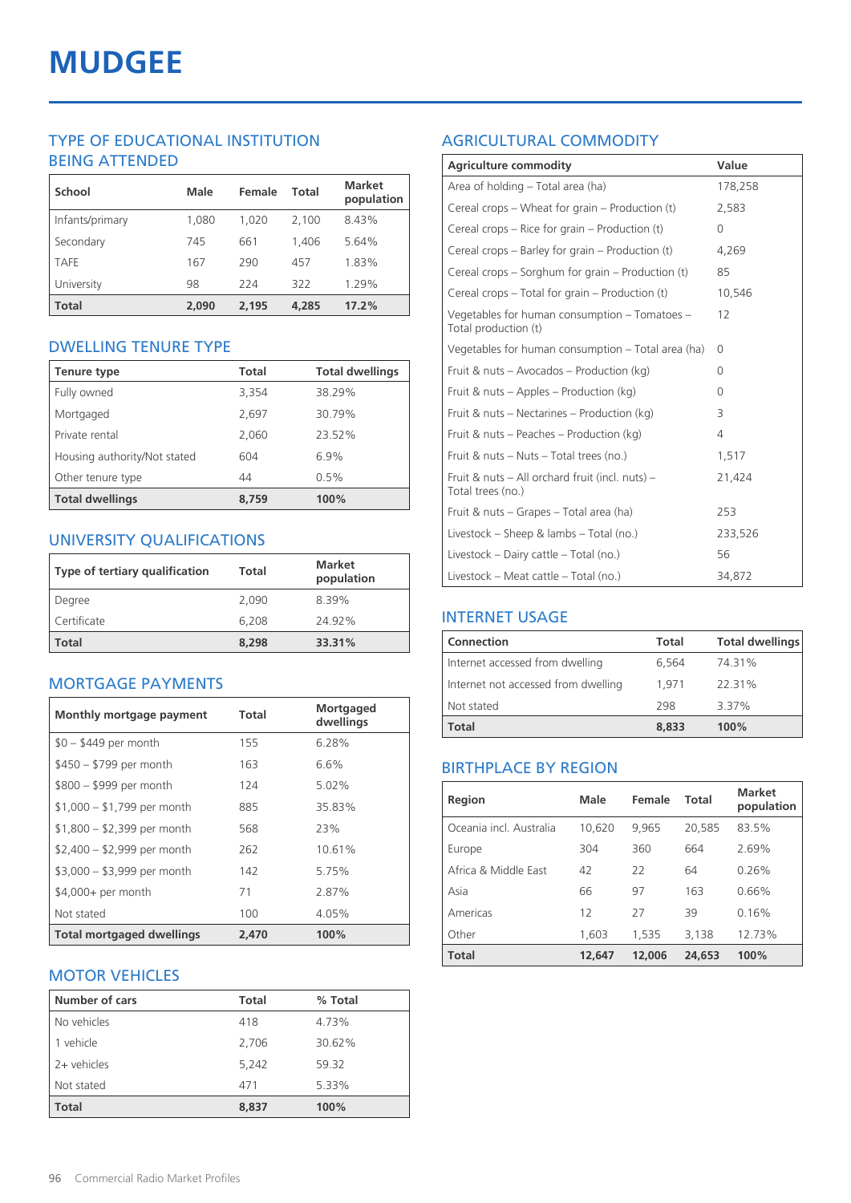# MUDGEE

## TYPE OF EDUCATIONAL INSTITUTION BEING ATTENDED

| School | Male | Female | Total | Market population |
|---|---|---|---|---|
| Infants/primary | 1,080 | 1,020 | 2,100 | 8.43% |
| Secondary | 745 | 661 | 1,406 | 5.64% |
| TAFE | 167 | 290 | 457 | 1.83% |
| University | 98 | 224 | 322 | 1.29% |
| **Total** | **2,090** | **2,195** | **4,285** | **17.2%** |

## DWELLING TENURE TYPE

| Tenure type | Total | Total dwellings |
|---|---|---|
| Fully owned | 3,354 | 38.29% |
| Mortgaged | 2,697 | 30.79% |
| Private rental | 2,060 | 23.52% |
| Housing authority/Not stated | 604 | 6.9% |
| Other tenure type | 44 | 0.5% |
| **Total dwellings** | **8,759** | **100%** |

## UNIVERSITY QUALIFICATIONS

| Type of tertiary qualification | Total | Market population |
|---|---|---|
| Degree | 2,090 | 8.39% |
| Certificate | 6,208 | 24.92% |
| **Total** | **8,298** | **33.31%** |

## MORTGAGE PAYMENTS

| Monthly mortgage payment | Total | Mortgaged dwellings |
|---|---|---|
| $0 – $449 per month | 155 | 6.28% |
| $450 – $799 per month | 163 | 6.6% |
| $800 – $999 per month | 124 | 5.02% |
| $1,000 – $1,799 per month | 885 | 35.83% |
| $1,800 – $2,399 per month | 568 | 23% |
| $2,400 – $2,999 per month | 262 | 10.61% |
| $3,000 – $3,999 per month | 142 | 5.75% |
| $4,000+ per month | 71 | 2.87% |
| Not stated | 100 | 4.05% |
| **Total mortgaged dwellings** | **2,470** | **100%** |

## MOTOR VEHICLES

| Number of cars | Total | % Total |
|---|---|---|
| No vehicles | 418 | 4.73% |
| 1 vehicle | 2,706 | 30.62% |
| 2+ vehicles | 5,242 | 59.32 |
| Not stated | 471 | 5.33% |
| **Total** | **8,837** | **100%** |

## AGRICULTURAL COMMODITY

| Agriculture commodity | Value |
|---|---|
| Area of holding – Total area (ha) | 178,258 |
| Cereal crops – Wheat for grain – Production (t) | 2,583 |
| Cereal crops – Rice for grain – Production (t) | 0 |
| Cereal crops – Barley for grain – Production (t) | 4,269 |
| Cereal crops – Sorghum for grain – Production (t) | 85 |
| Cereal crops – Total for grain – Production (t) | 10,546 |
| Vegetables for human consumption – Tomatoes – Total production (t) | 12 |
| Vegetables for human consumption – Total area (ha) | 0 |
| Fruit & nuts – Avocados – Production (kg) | 0 |
| Fruit & nuts – Apples – Production (kg) | 0 |
| Fruit & nuts – Nectarines – Production (kg) | 3 |
| Fruit & nuts – Peaches – Production (kg) | 4 |
| Fruit & nuts – Nuts – Total trees (no.) | 1,517 |
| Fruit & nuts – All orchard fruit (incl. nuts) – Total trees (no.) | 21,424 |
| Fruit & nuts – Grapes – Total area (ha) | 253 |
| Livestock – Sheep & lambs – Total (no.) | 233,526 |
| Livestock – Dairy cattle – Total (no.) | 56 |
| Livestock – Meat cattle – Total (no.) | 34,872 |

## INTERNET USAGE

| Connection | Total | Total dwellings |
|---|---|---|
| Internet accessed from dwelling | 6,564 | 74.31% |
| Internet not accessed from dwelling | 1,971 | 22.31% |
| Not stated | 298 | 3.37% |
| **Total** | **8,833** | **100%** |

## BIRTHPLACE BY REGION

| Region | Male | Female | Total | Market population |
|---|---|---|---|---|
| Oceania incl. Australia | 10,620 | 9,965 | 20,585 | 83.5% |
| Europe | 304 | 360 | 664 | 2.69% |
| Africa & Middle East | 42 | 22 | 64 | 0.26% |
| Asia | 66 | 97 | 163 | 0.66% |
| Americas | 12 | 27 | 39 | 0.16% |
| Other | 1,603 | 1,535 | 3,138 | 12.73% |
| **Total** | **12,647** | **12,006** | **24,653** | **100%** |